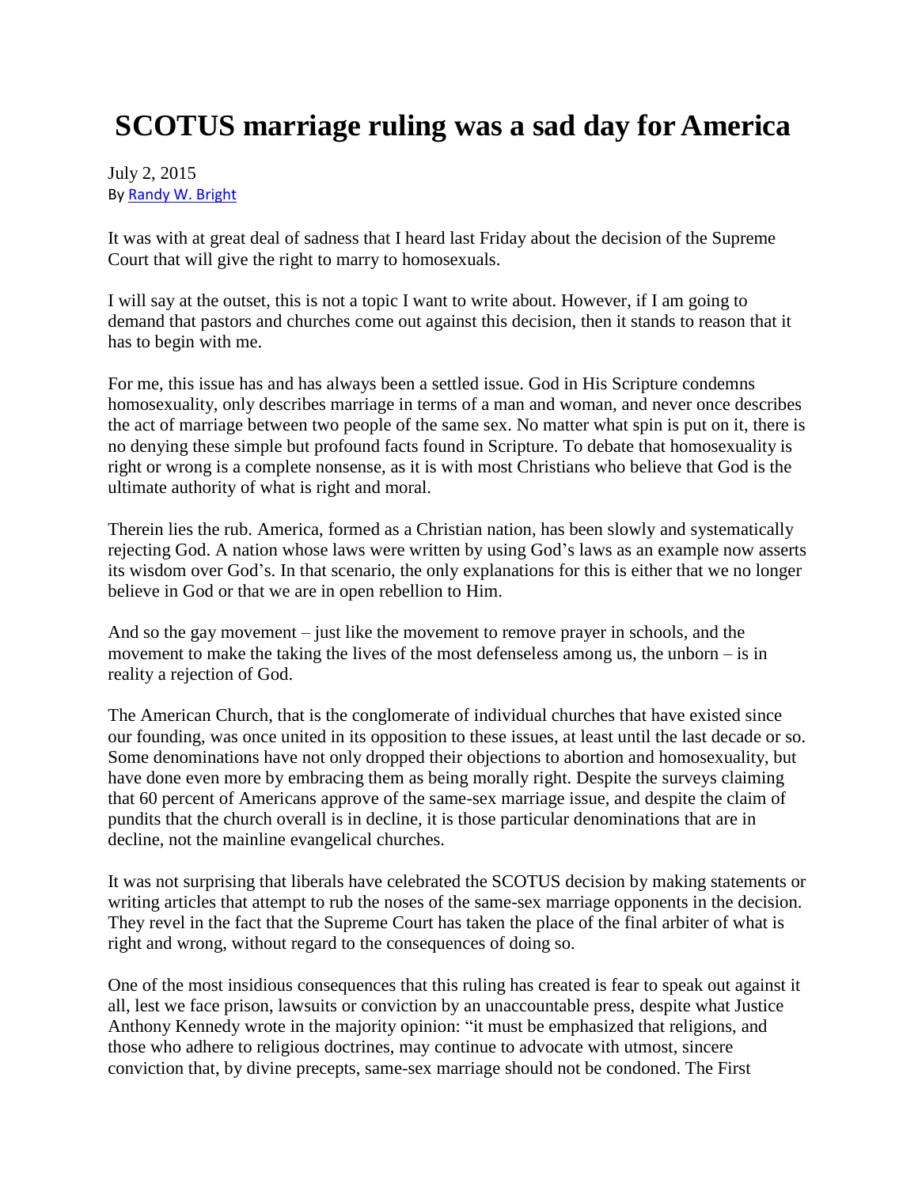# SCOTUS marriage ruling was a sad day for America

July 2, 2015
By [Randy W. Bright]

It was with at great deal of sadness that I heard last Friday about the decision of the Supreme Court that will give the right to marry to homosexuals.

I will say at the outset, this is not a topic I want to write about. However, if I am going to demand that pastors and churches come out against this decision, then it stands to reason that it has to begin with me.

For me, this issue has and has always been a settled issue. God in His Scripture condemns homosexuality, only describes marriage in terms of a man and woman, and never once describes the act of marriage between two people of the same sex. No matter what spin is put on it, there is no denying these simple but profound facts found in Scripture. To debate that homosexuality is right or wrong is a complete nonsense, as it is with most Christians who believe that God is the ultimate authority of what is right and moral.

Therein lies the rub. America, formed as a Christian nation, has been slowly and systematically rejecting God. A nation whose laws were written by using God's laws as an example now asserts its wisdom over God's. In that scenario, the only explanations for this is either that we no longer believe in God or that we are in open rebellion to Him.

And so the gay movement – just like the movement to remove prayer in schools, and the movement to make the taking the lives of the most defenseless among us, the unborn – is in reality a rejection of God.

The American Church, that is the conglomerate of individual churches that have existed since our founding, was once united in its opposition to these issues, at least until the last decade or so. Some denominations have not only dropped their objections to abortion and homosexuality, but have done even more by embracing them as being morally right. Despite the surveys claiming that 60 percent of Americans approve of the same-sex marriage issue, and despite the claim of pundits that the church overall is in decline, it is those particular denominations that are in decline, not the mainline evangelical churches.

It was not surprising that liberals have celebrated the SCOTUS decision by making statements or writing articles that attempt to rub the noses of the same-sex marriage opponents in the decision. They revel in the fact that the Supreme Court has taken the place of the final arbiter of what is right and wrong, without regard to the consequences of doing so.

One of the most insidious consequences that this ruling has created is fear to speak out against it all, lest we face prison, lawsuits or conviction by an unaccountable press, despite what Justice Anthony Kennedy wrote in the majority opinion: "it must be emphasized that religions, and those who adhere to religious doctrines, may continue to advocate with utmost, sincere conviction that, by divine precepts, same-sex marriage should not be condoned. The First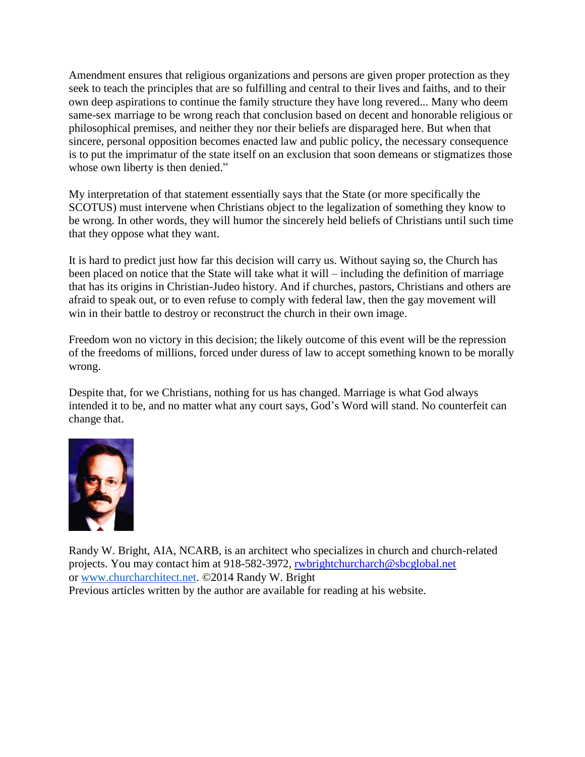Amendment ensures that religious organizations and persons are given proper protection as they seek to teach the principles that are so fulfilling and central to their lives and faiths, and to their own deep aspirations to continue the family structure they have long revered... Many who deem same-sex marriage to be wrong reach that conclusion based on decent and honorable religious or philosophical premises, and neither they nor their beliefs are disparaged here. But when that sincere, personal opposition becomes enacted law and public policy, the necessary consequence is to put the imprimatur of the state itself on an exclusion that soon demeans or stigmatizes those whose own liberty is then denied."

My interpretation of that statement essentially says that the State (or more specifically the SCOTUS) must intervene when Christians object to the legalization of something they know to be wrong. In other words, they will humor the sincerely held beliefs of Christians until such time that they oppose what they want.

It is hard to predict just how far this decision will carry us. Without saying so, the Church has been placed on notice that the State will take what it will – including the definition of marriage that has its origins in Christian-Judeo history. And if churches, pastors, Christians and others are afraid to speak out, or to even refuse to comply with federal law, then the gay movement will win in their battle to destroy or reconstruct the church in their own image.

Freedom won no victory in this decision; the likely outcome of this event will be the repression of the freedoms of millions, forced under duress of law to accept something known to be morally wrong.

Despite that, for we Christians, nothing for us has changed. Marriage is what God always intended it to be, and no matter what any court says, God's Word will stand. No counterfeit can change that.

Randy W. Bright, AIA, NCARB, is an architect who specializes in church and church-related projects. You may contact him at 918-582-3972, rwbrightchurcharch@sbcglobal.net or www.churcharchitect.net. ©2014 Randy W. Bright
Previous articles written by the author are available for reading at his website.